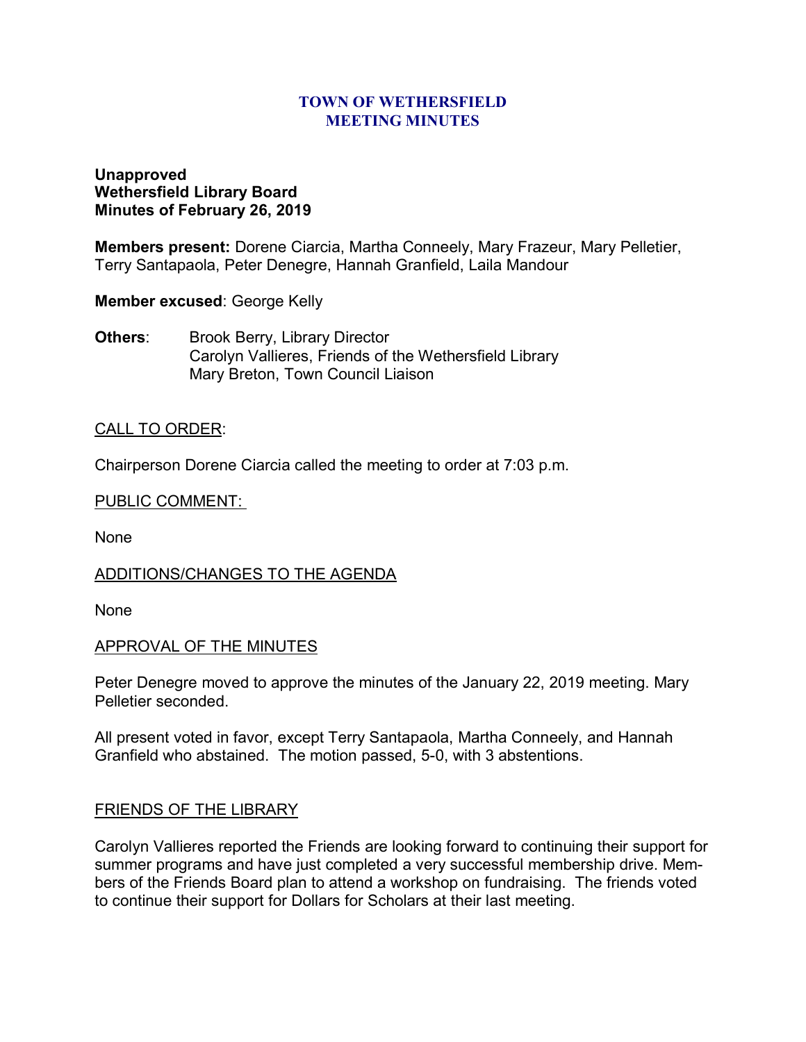**TOWN OF WETHERSFIELD**
**MEETING MINUTES**

**Unapproved**
**Wethersfield Library Board**
**Minutes of February 26, 2019**

**Members present:** Dorene Ciarcia, Martha Conneely, Mary Frazeur, Mary Pelletier, Terry Santapaola, Peter Denegre, Hannah Granfield, Laila Mandour

**Member excused**: George Kelly

**Others**: Brook Berry, Library Director
Carolyn Vallieres, Friends of the Wethersfield Library
Mary Breton, Town Council Liaison

CALL TO ORDER:

Chairperson Dorene Ciarcia called the meeting to order at 7:03 p.m.

PUBLIC COMMENT:

None

ADDITIONS/CHANGES TO THE AGENDA

None

APPROVAL OF THE MINUTES

Peter Denegre moved to approve the minutes of the January 22, 2019 meeting. Mary Pelletier seconded.

All present voted in favor, except Terry Santapaola, Martha Conneely, and Hannah Granfield who abstained. The motion passed, 5-0, with 3 abstentions.

FRIENDS OF THE LIBRARY

Carolyn Vallieres reported the Friends are looking forward to continuing their support for summer programs and have just completed a very successful membership drive. Members of the Friends Board plan to attend a workshop on fundraising. The friends voted to continue their support for Dollars for Scholars at their last meeting.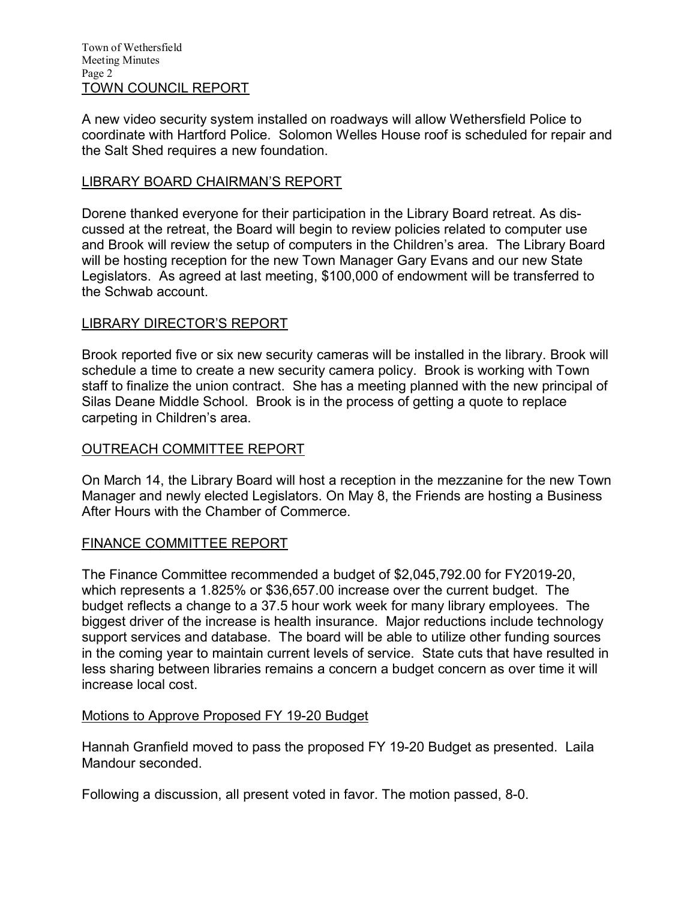## TOWN COUNCIL REPORT

A new video security system installed on roadways will allow Wethersfield Police to coordinate with Hartford Police. Solomon Welles House roof is scheduled for repair and the Salt Shed requires a new foundation.

## LIBRARY BOARD CHAIRMAN'S REPORT

Dorene thanked everyone for their participation in the Library Board retreat. As discussed at the retreat, the Board will begin to review policies related to computer use and Brook will review the setup of computers in the Children's area. The Library Board will be hosting reception for the new Town Manager Gary Evans and our new State Legislators. As agreed at last meeting, $100,000 of endowment will be transferred to the Schwab account.

## LIBRARY DIRECTOR'S REPORT

Brook reported five or six new security cameras will be installed in the library. Brook will schedule a time to create a new security camera policy. Brook is working with Town staff to finalize the union contract. She has a meeting planned with the new principal of Silas Deane Middle School. Brook is in the process of getting a quote to replace carpeting in Children's area.

## OUTREACH COMMITTEE REPORT

On March 14, the Library Board will host a reception in the mezzanine for the new Town Manager and newly elected Legislators. On May 8, the Friends are hosting a Business After Hours with the Chamber of Commerce.

## FINANCE COMMITTEE REPORT

The Finance Committee recommended a budget of $2,045,792.00 for FY2019-20, which represents a 1.825% or $36,657.00 increase over the current budget. The budget reflects a change to a 37.5 hour work week for many library employees. The biggest driver of the increase is health insurance. Major reductions include technology support services and database. The board will be able to utilize other funding sources in the coming year to maintain current levels of service. State cuts that have resulted in less sharing between libraries remains a concern a budget concern as over time it will increase local cost.

### Motions to Approve Proposed FY 19-20 Budget

Hannah Granfield moved to pass the proposed FY 19-20 Budget as presented. Laila Mandour seconded.

Following a discussion, all present voted in favor. The motion passed, 8-0.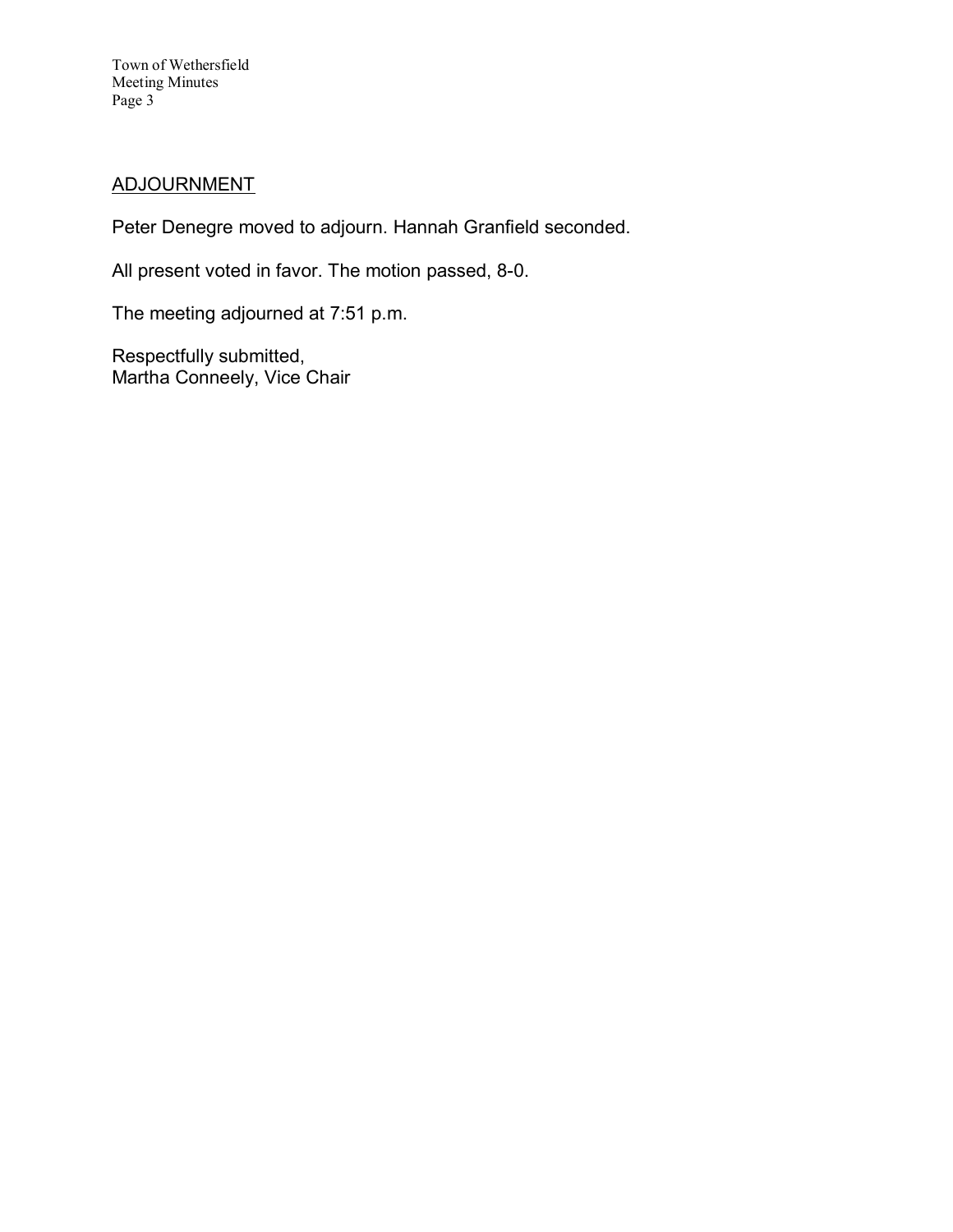## ADJOURNMENT

Peter Denegre moved to adjourn. Hannah Granfield seconded.

All present voted in favor. The motion passed, 8-0.

The meeting adjourned at 7:51 p.m.

Respectfully submitted,
Martha Conneely, Vice Chair